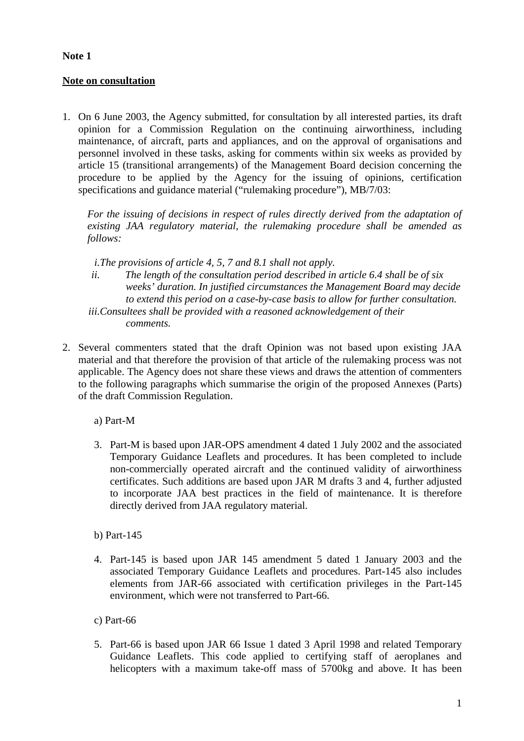**Note 1**

**<u>Note on consultation</u>**

1. On 6 June 2003, the Agency submitted, for consultation by all interested parties, its draft opinion for a Commission Regulation on the continuing airworthiness, including maintenance, of aircraft, parts and appliances, and on the approval of organisations and personnel involved in these tasks, asking for comments within six weeks as provided by article 15 (transitional arrangements) of the Management Board decision concerning the procedure to be applied by the Agency for the issuing of opinions, certification specifications and guidance material ("rulemaking procedure"), MB/7/03:

   *For the issuing of decisions in respect of rules directly derived from the adaptation of existing JAA regulatory material, the rulemaking procedure shall be amended as follows:*

   *i. The provisions of article 4, 5, 7 and 8.1 shall not apply.*
   *ii. The length of the consultation period described in article 6.4 shall be of six weeks' duration. In justified circumstances the Management Board may decide to extend this period on a case-by-case basis to allow for further consultation.*
   *iii. Consultees shall be provided with a reasoned acknowledgement of their comments.*

2. Several commenters stated that the draft Opinion was not based upon existing JAA material and that therefore the provision of that article of the rulemaking process was not applicable. The Agency does not share these views and draws the attention of commenters to the following paragraphs which summarise the origin of the proposed Annexes (Parts) of the draft Commission Regulation.

   a) Part-M

   3. Part-M is based upon JAR-OPS amendment 4 dated 1 July 2002 and the associated Temporary Guidance Leaflets and procedures. It has been completed to include non-commercially operated aircraft and the continued validity of airworthiness certificates. Such additions are based upon JAR M drafts 3 and 4, further adjusted to incorporate JAA best practices in the field of maintenance. It is therefore directly derived from JAA regulatory material.

   b) Part-145

   4. Part-145 is based upon JAR 145 amendment 5 dated 1 January 2003 and the associated Temporary Guidance Leaflets and procedures. Part-145 also includes elements from JAR-66 associated with certification privileges in the Part-145 environment, which were not transferred to Part-66.

   c) Part-66

   5. Part-66 is based upon JAR 66 Issue 1 dated 3 April 1998 and related Temporary Guidance Leaflets. This code applied to certifying staff of aeroplanes and helicopters with a maximum take-off mass of 5700kg and above. It has been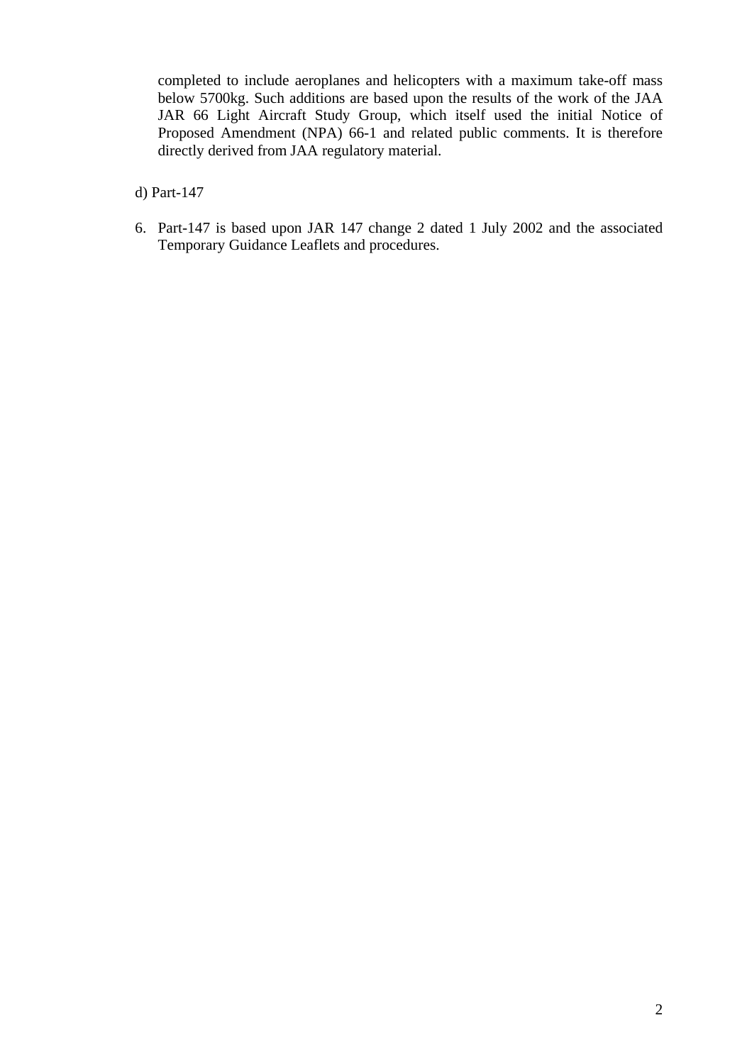completed to include aeroplanes and helicopters with a maximum take-off mass below 5700kg. Such additions are based upon the results of the work of the JAA JAR 66 Light Aircraft Study Group, which itself used the initial Notice of Proposed Amendment (NPA) 66-1 and related public comments. It is therefore directly derived from JAA regulatory material.

d) Part-147

6. Part-147 is based upon JAR 147 change 2 dated 1 July 2002 and the associated Temporary Guidance Leaflets and procedures.